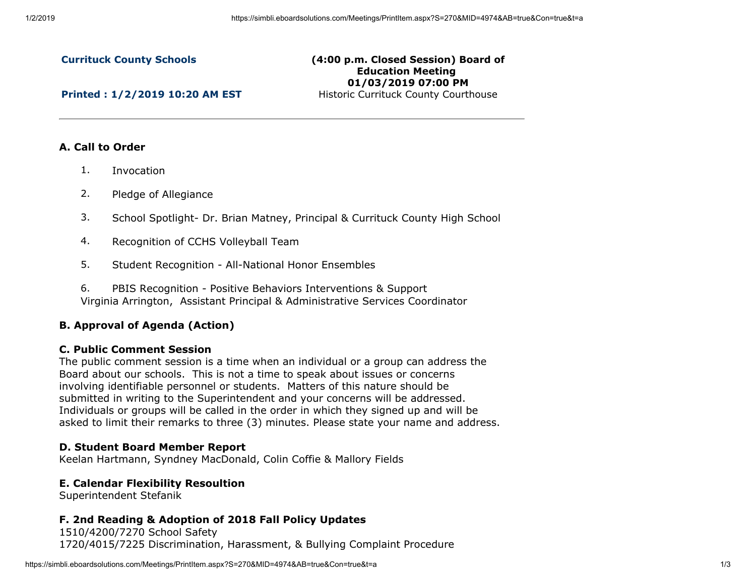**Currituck County Schools**

**Printed : 1/2/2019 10:20 AM EST**

**(4:00 p.m. Closed Session) Board of Education Meeting**
**01/03/2019 07:00 PM**
Historic Currituck County Courthouse

---

### A. Call to Order

1. Invocation
2. Pledge of Allegiance
3. School Spotlight- Dr. Brian Matney, Principal & Currituck County High School
4. Recognition of CCHS Volleyball Team
5. Student Recognition - All-National Honor Ensembles
6. PBIS Recognition - Positive Behaviors Interventions & Support
   Virginia Arrington, Assistant Principal & Administrative Services Coordinator

### B. Approval of Agenda (Action)

### C. Public Comment Session

The public comment session is a time when an individual or a group can address the Board about our schools. This is not a time to speak about issues or concerns involving identifiable personnel or students. Matters of this nature should be submitted in writing to the Superintendent and your concerns will be addressed. Individuals or groups will be called in the order in which they signed up and will be asked to limit their remarks to three (3) minutes. Please state your name and address.

### D. Student Board Member Report

Keelan Hartmann, Syndney MacDonald, Colin Coffie & Mallory Fields

### E. Calendar Flexibility Resoultion

Superintendent Stefanik

### F. 2nd Reading & Adoption of 2018 Fall Policy Updates

1510/4200/7270 School Safety
1720/4015/7225 Discrimination, Harassment, & Bullying Complaint Procedure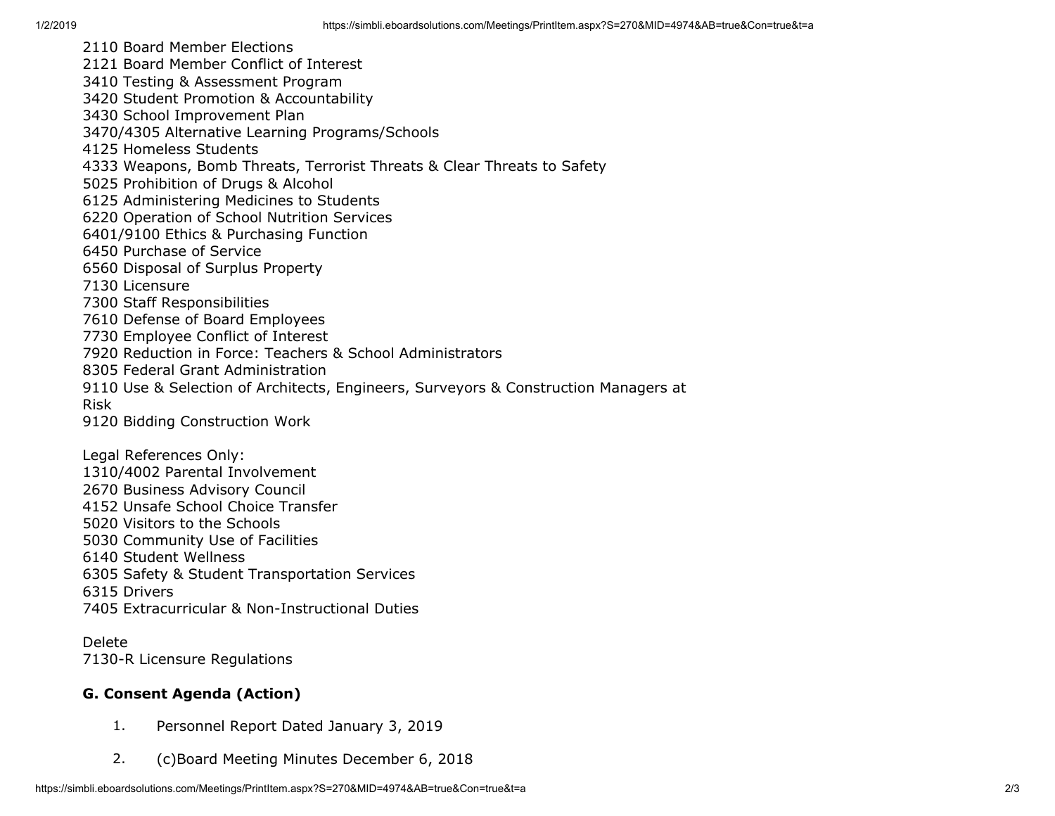2110 Board Member Elections
2121 Board Member Conflict of Interest
3410 Testing & Assessment Program
3420 Student Promotion & Accountability
3430 School Improvement Plan
3470/4305 Alternative Learning Programs/Schools
4125 Homeless Students
4333 Weapons, Bomb Threats, Terrorist Threats & Clear Threats to Safety
5025 Prohibition of Drugs & Alcohol
6125 Administering Medicines to Students
6220 Operation of School Nutrition Services
6401/9100 Ethics & Purchasing Function
6450 Purchase of Service
6560 Disposal of Surplus Property
7130 Licensure
7300 Staff Responsibilities
7610 Defense of Board Employees
7730 Employee Conflict of Interest
7920 Reduction in Force: Teachers & School Administrators
8305 Federal Grant Administration
9110 Use & Selection of Architects, Engineers, Surveyors & Construction Managers at Risk
9120 Bidding Construction Work

Legal References Only:
1310/4002 Parental Involvement
2670 Business Advisory Council
4152 Unsafe School Choice Transfer
5020 Visitors to the Schools
5030 Community Use of Facilities
6140 Student Wellness
6305 Safety & Student Transportation Services
6315 Drivers
7405 Extracurricular & Non-Instructional Duties

Delete
7130-R Licensure Regulations

### G. Consent Agenda (Action)

1. Personnel Report Dated January 3, 2019
2. (c)Board Meeting Minutes December 6, 2018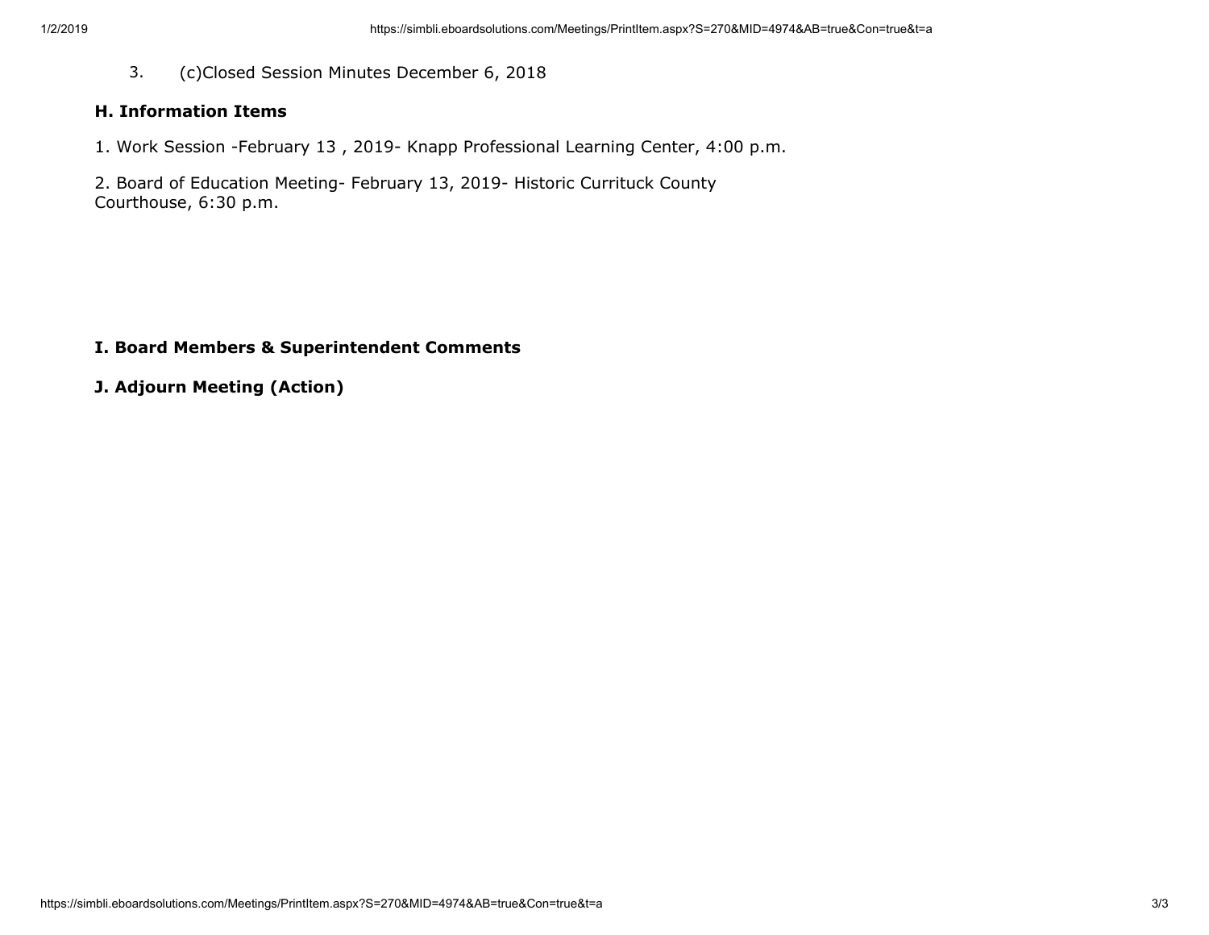3. (c)Closed Session Minutes December 6, 2018

**H. Information Items**

1. Work Session -February 13 , 2019- Knapp Professional Learning Center, 4:00 p.m.

2. Board of Education Meeting- February 13, 2019- Historic Currituck County Courthouse, 6:30 p.m.

**I. Board Members & Superintendent Comments**

**J. Adjourn Meeting (Action)**